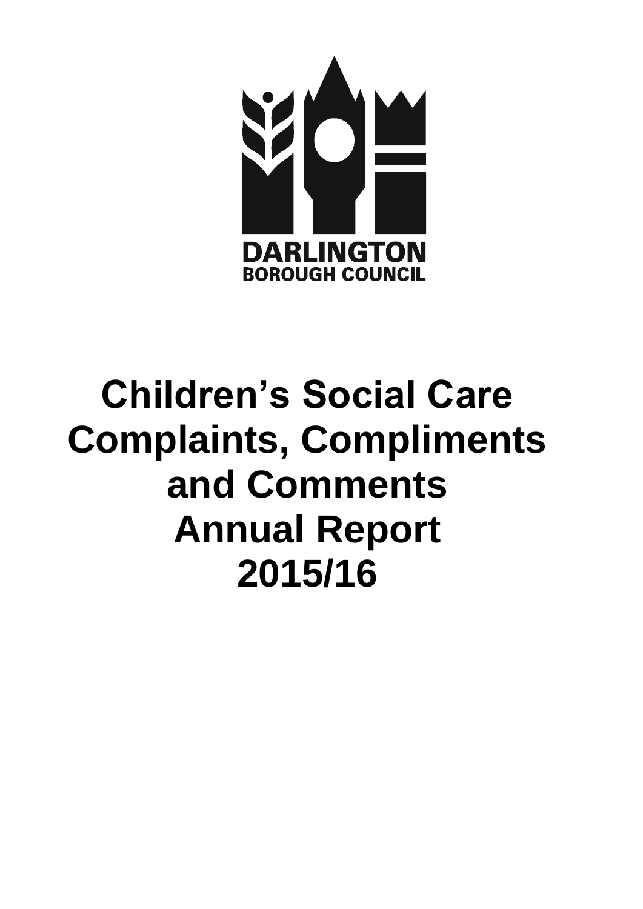DARLINGTON
BOROUGH COUNCIL

# Children's Social Care Complaints, Compliments and Comments Annual Report 2015/16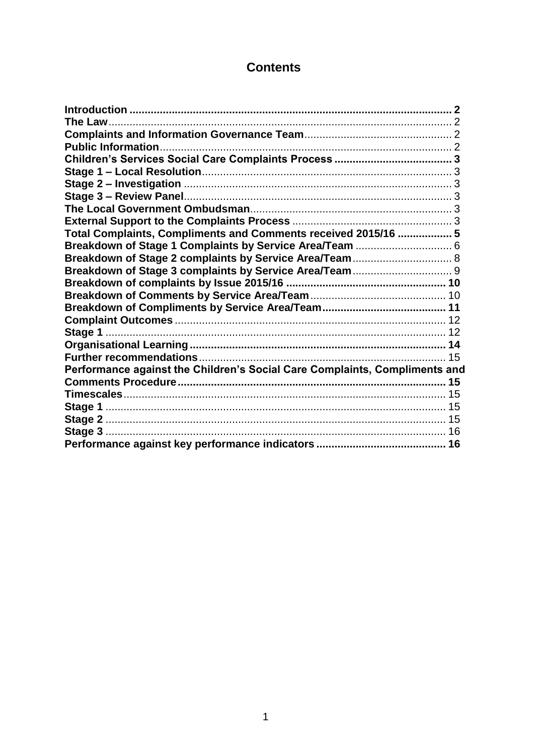# Contents

- **Introduction** ... 2
- **The Law** ... 2
- **Complaints and Information Governance Team** ... 2
- **Public Information** ... 2
- **Children's Services Social Care Complaints Process** ... 3
- **Stage 1 – Local Resolution** ... 3
- **Stage 2 – Investigation** ... 3
- **Stage 3 – Review Panel** ... 3
- **The Local Government Ombudsman** ... 3
- **External Support to the Complaints Process** ... 3
- **Total Complaints, Compliments and Comments received 2015/16** ... 5
- **Breakdown of Stage 1 Complaints by Service Area/Team** ... 6
- **Breakdown of Stage 2 complaints by Service Area/Team** ... 8
- **Breakdown of Stage 3 complaints by Service Area/Team** ... 9
- **Breakdown of complaints by Issue 2015/16** ... 10
- **Breakdown of Comments by Service Area/Team** ... 10
- **Breakdown of Compliments by Service Area/Team** ... 11
- **Complaint Outcomes** ... 12
- **Stage 1** ... 12
- **Organisational Learning** ... 14
- **Further recommendations** ... 15
- **Performance against the Children's Social Care Complaints, Compliments and Comments Procedure** ... 15
- **Timescales** ... 15
- **Stage 1** ... 15
- **Stage 2** ... 15
- **Stage 3** ... 16
- **Performance against key performance indicators** ... 16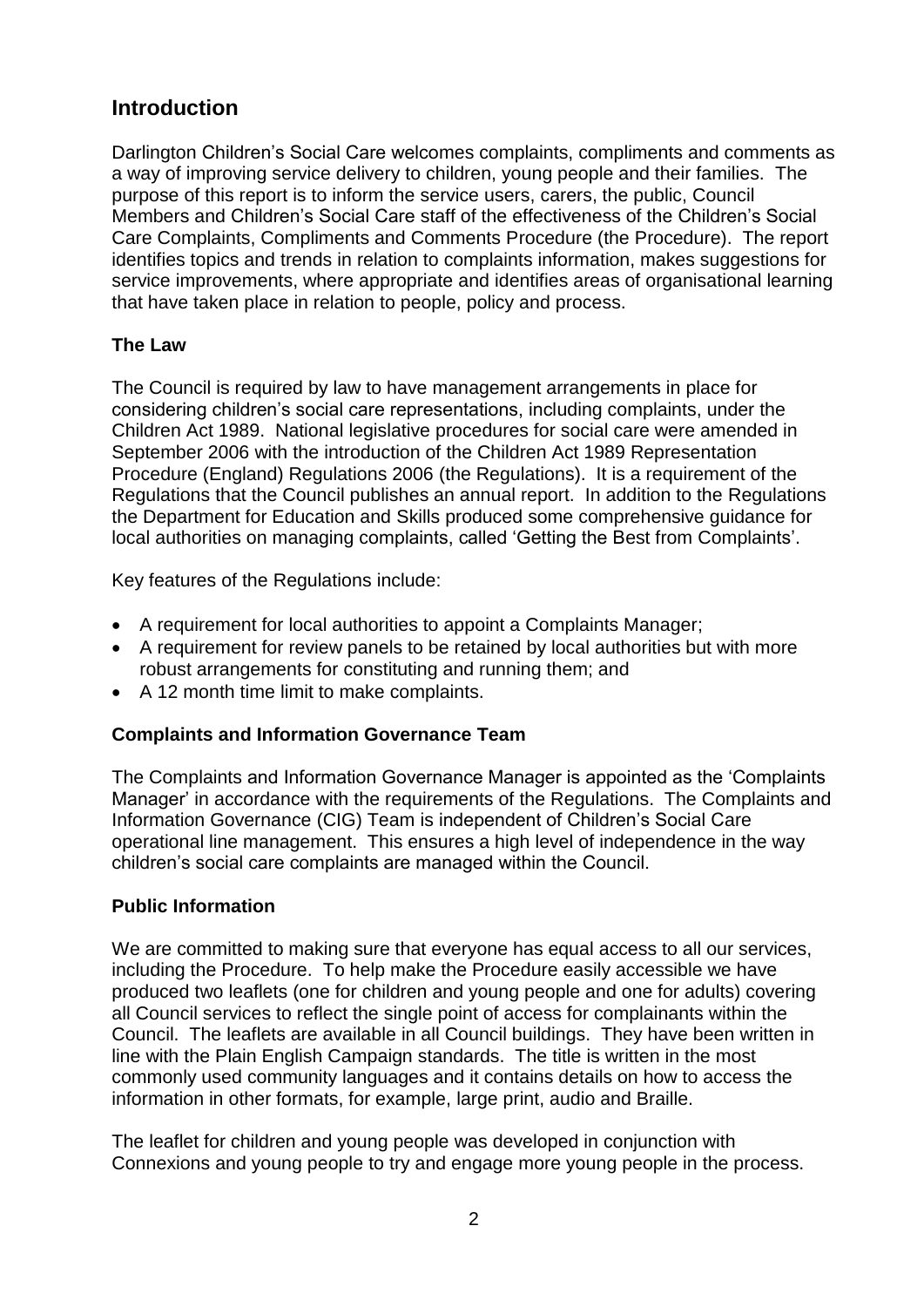## Introduction

Darlington Children's Social Care welcomes complaints, compliments and comments as a way of improving service delivery to children, young people and their families. The purpose of this report is to inform the service users, carers, the public, Council Members and Children's Social Care staff of the effectiveness of the Children's Social Care Complaints, Compliments and Comments Procedure (the Procedure). The report identifies topics and trends in relation to complaints information, makes suggestions for service improvements, where appropriate and identifies areas of organisational learning that have taken place in relation to people, policy and process.

### The Law

The Council is required by law to have management arrangements in place for considering children's social care representations, including complaints, under the Children Act 1989. National legislative procedures for social care were amended in September 2006 with the introduction of the Children Act 1989 Representation Procedure (England) Regulations 2006 (the Regulations). It is a requirement of the Regulations that the Council publishes an annual report. In addition to the Regulations the Department for Education and Skills produced some comprehensive guidance for local authorities on managing complaints, called 'Getting the Best from Complaints'.

Key features of the Regulations include:

- A requirement for local authorities to appoint a Complaints Manager;
- A requirement for review panels to be retained by local authorities but with more robust arrangements for constituting and running them; and
- A 12 month time limit to make complaints.

### Complaints and Information Governance Team

The Complaints and Information Governance Manager is appointed as the 'Complaints Manager' in accordance with the requirements of the Regulations. The Complaints and Information Governance (CIG) Team is independent of Children's Social Care operational line management. This ensures a high level of independence in the way children's social care complaints are managed within the Council.

### Public Information

We are committed to making sure that everyone has equal access to all our services, including the Procedure. To help make the Procedure easily accessible we have produced two leaflets (one for children and young people and one for adults) covering all Council services to reflect the single point of access for complainants within the Council. The leaflets are available in all Council buildings. They have been written in line with the Plain English Campaign standards. The title is written in the most commonly used community languages and it contains details on how to access the information in other formats, for example, large print, audio and Braille.

The leaflet for children and young people was developed in conjunction with Connexions and young people to try and engage more young people in the process.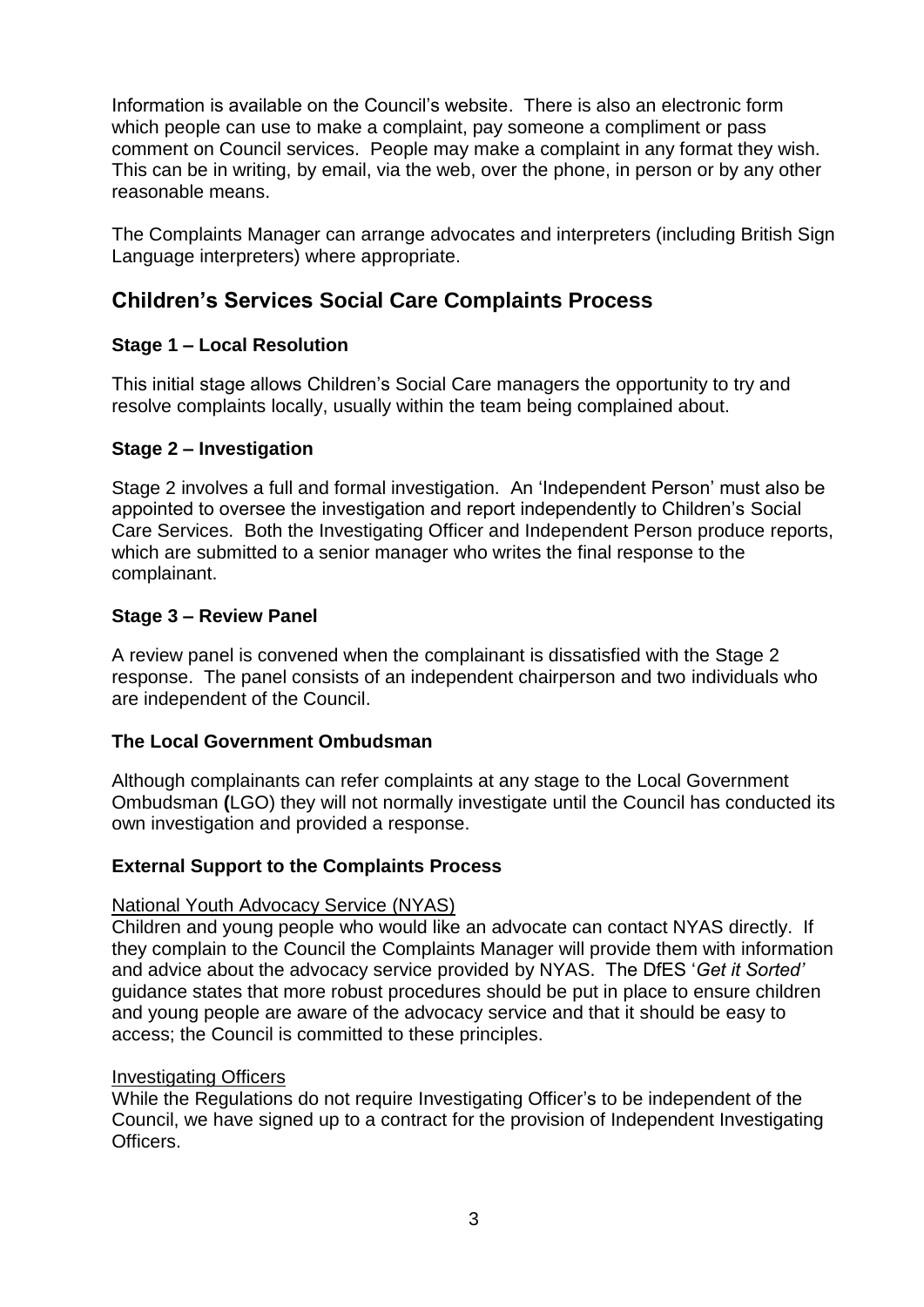Information is available on the Council's website. There is also an electronic form which people can use to make a complaint, pay someone a compliment or pass comment on Council services. People may make a complaint in any format they wish. This can be in writing, by email, via the web, over the phone, in person or by any other reasonable means.

The Complaints Manager can arrange advocates and interpreters (including British Sign Language interpreters) where appropriate.

## Children's Services Social Care Complaints Process

### Stage 1 – Local Resolution

This initial stage allows Children's Social Care managers the opportunity to try and resolve complaints locally, usually within the team being complained about.

### Stage 2 – Investigation

Stage 2 involves a full and formal investigation. An 'Independent Person' must also be appointed to oversee the investigation and report independently to Children's Social Care Services. Both the Investigating Officer and Independent Person produce reports, which are submitted to a senior manager who writes the final response to the complainant.

### Stage 3 – Review Panel

A review panel is convened when the complainant is dissatisfied with the Stage 2 response. The panel consists of an independent chairperson and two individuals who are independent of the Council.

### The Local Government Ombudsman

Although complainants can refer complaints at any stage to the Local Government Ombudsman **(**LGO) they will not normally investigate until the Council has conducted its own investigation and provided a response.

### External Support to the Complaints Process

National Youth Advocacy Service (NYAS)

Children and young people who would like an advocate can contact NYAS directly. If they complain to the Council the Complaints Manager will provide them with information and advice about the advocacy service provided by NYAS. The DfES '*Get it Sorted'* guidance states that more robust procedures should be put in place to ensure children and young people are aware of the advocacy service and that it should be easy to access; the Council is committed to these principles.

Investigating Officers

While the Regulations do not require Investigating Officer's to be independent of the Council, we have signed up to a contract for the provision of Independent Investigating Officers.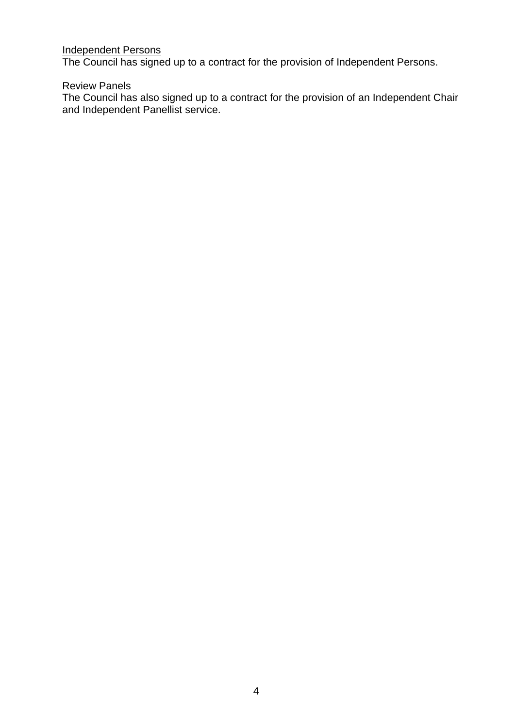<u>Independent Persons</u>
The Council has signed up to a contract for the provision of Independent Persons.

<u>Review Panels</u>
The Council has also signed up to a contract for the provision of an Independent Chair and Independent Panellist service.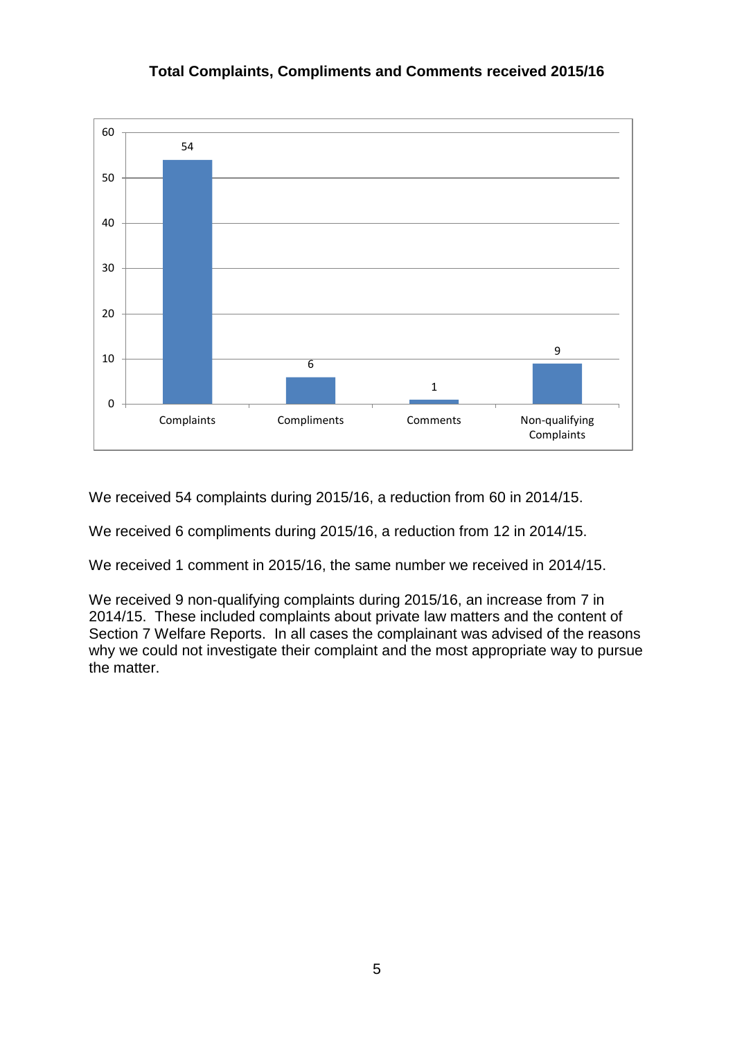**Total Complaints, Compliments and Comments received 2015/16**

| Category | Number |
|---|---|
| Complaints | 54 |
| Compliments | 6 |
| Comments | 1 |
| Non-qualifying Complaints | 9 |

We received 54 complaints during 2015/16, a reduction from 60 in 2014/15.

We received 6 compliments during 2015/16, a reduction from 12 in 2014/15.

We received 1 comment in 2015/16, the same number we received in 2014/15.

We received 9 non-qualifying complaints during 2015/16, an increase from 7 in 2014/15. These included complaints about private law matters and the content of Section 7 Welfare Reports. In all cases the complainant was advised of the reasons why we could not investigate their complaint and the most appropriate way to pursue the matter.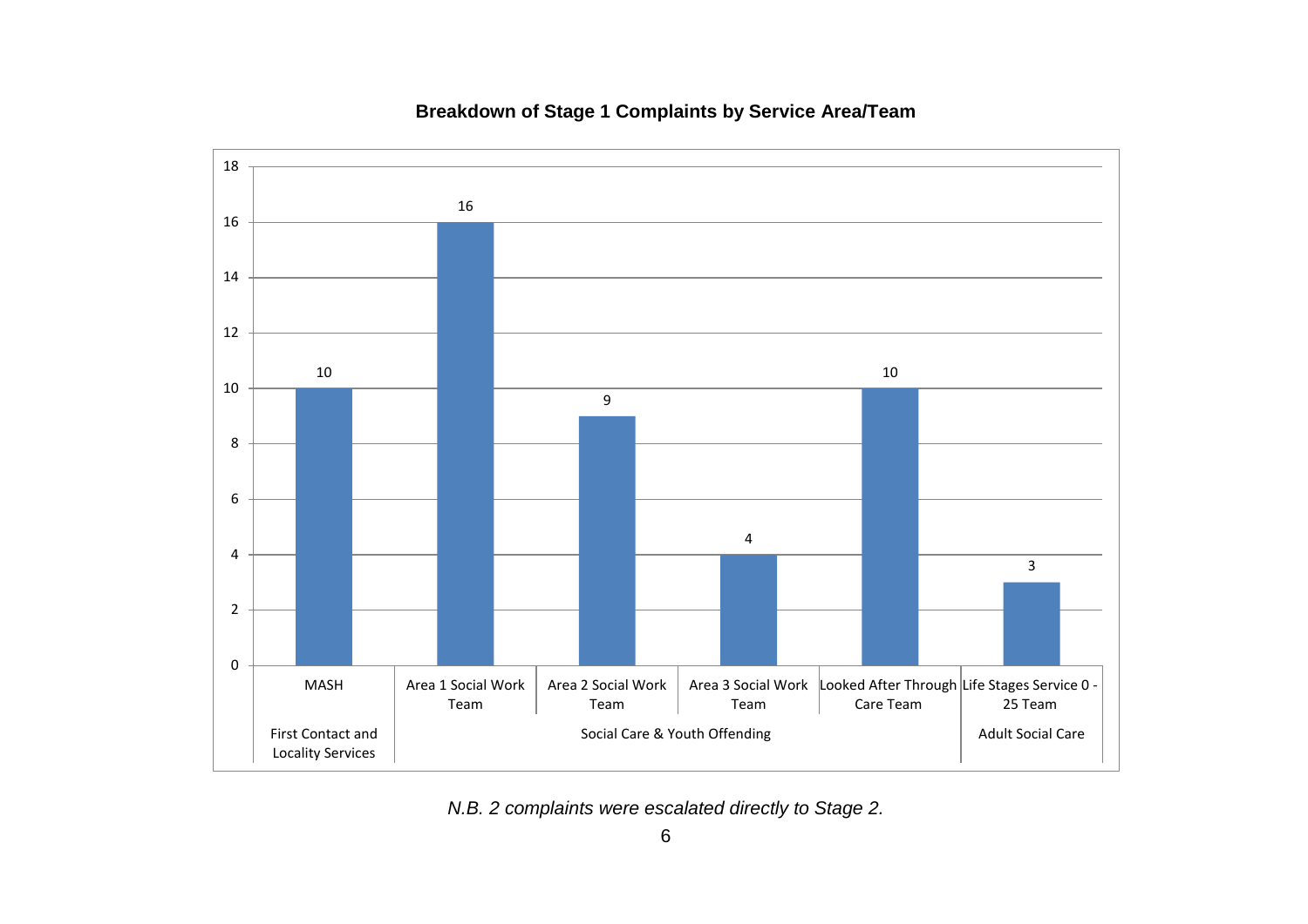**Breakdown of Stage 1 Complaints by Service Area/Team**

| Service Area | Team | Number of Complaints |
|---|---|---|
| First Contact and Locality Services | MASH | 10 |
| Social Care & Youth Offending | Area 1 Social Work Team | 16 |
| Social Care & Youth Offending | Area 2 Social Work Team | 9 |
| Social Care & Youth Offending | Area 3 Social Work Team | 4 |
| Social Care & Youth Offending | Looked After Through Care Team | 10 |
| Adult Social Care | Life Stages Service 0 - 25 Team | 3 |

*N.B. 2 complaints were escalated directly to Stage 2.*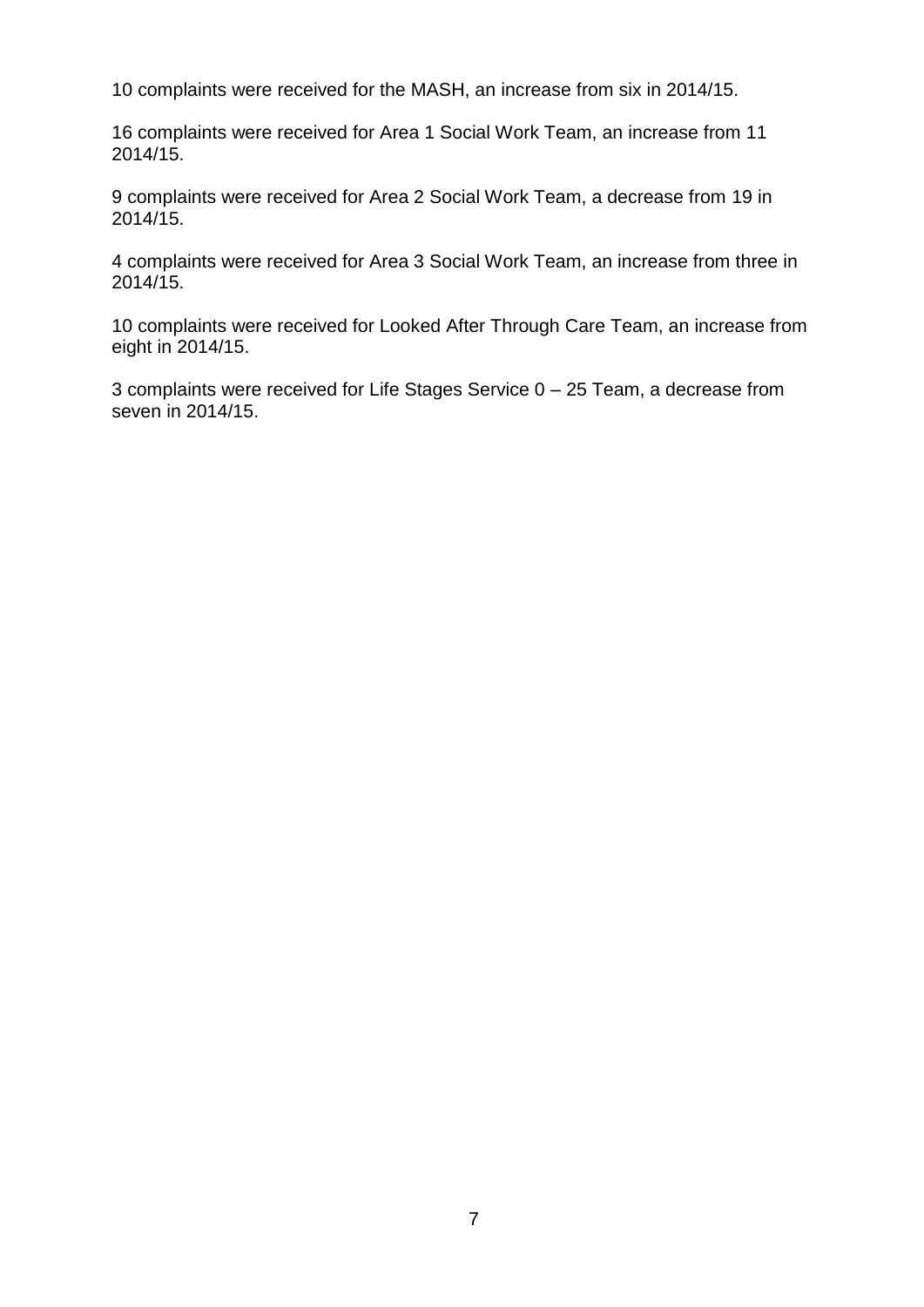10 complaints were received for the MASH, an increase from six in 2014/15.

16 complaints were received for Area 1 Social Work Team, an increase from 11 2014/15.

9 complaints were received for Area 2 Social Work Team, a decrease from 19 in 2014/15.

4 complaints were received for Area 3 Social Work Team, an increase from three in 2014/15.

10 complaints were received for Looked After Through Care Team, an increase from eight in 2014/15.

3 complaints were received for Life Stages Service 0 – 25 Team, a decrease from seven in 2014/15.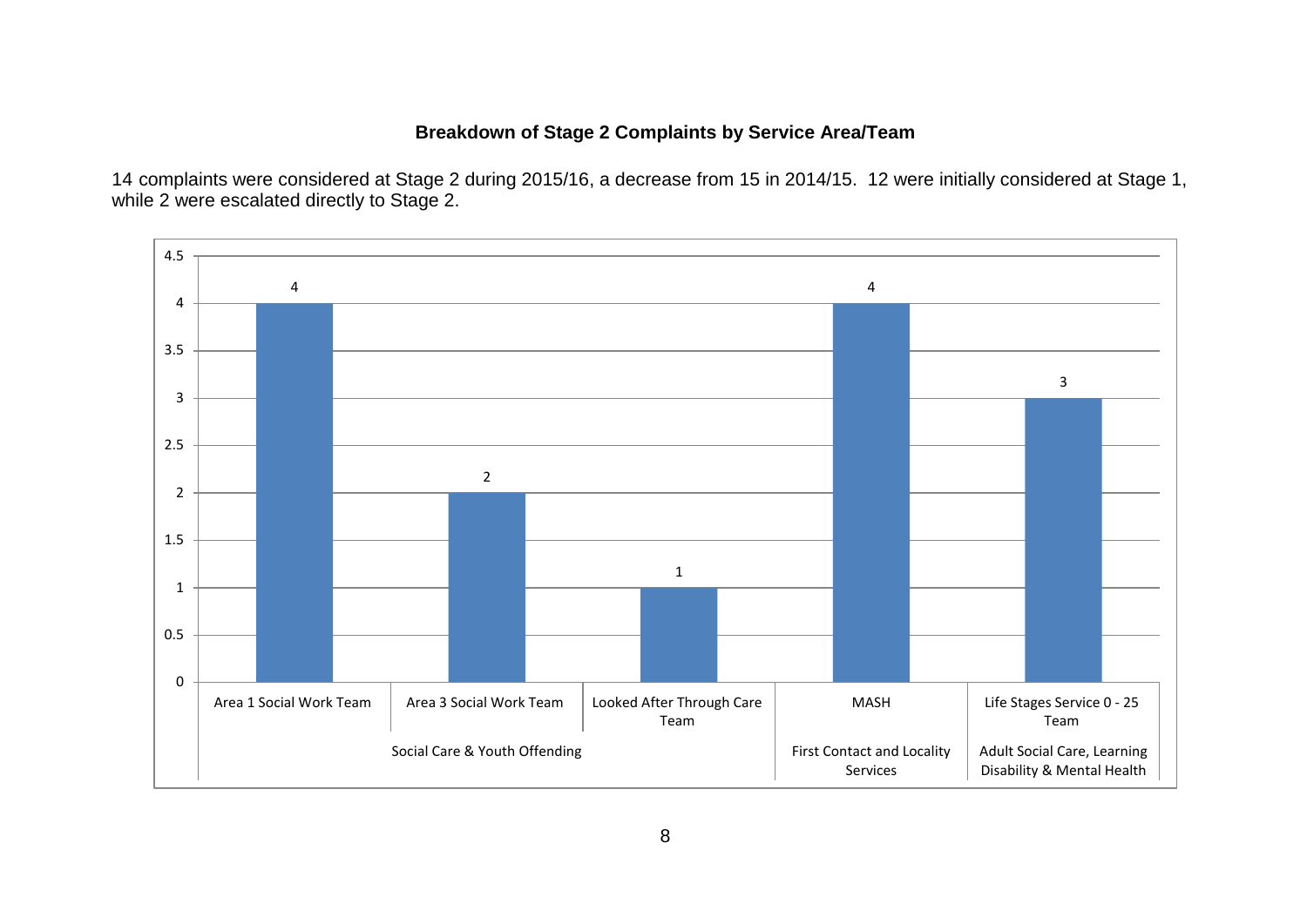## Breakdown of Stage 2 Complaints by Service Area/Team

14 complaints were considered at Stage 2 during 2015/16, a decrease from 15 in 2014/15. 12 were initially considered at Stage 1, while 2 were escalated directly to Stage 2.

| Service Area | Team | Stage 2 Complaints |
| --- | --- | --- |
| Social Care & Youth Offending | Area 1 Social Work Team | 4 |
| Social Care & Youth Offending | Area 3 Social Work Team | 2 |
| Social Care & Youth Offending | Looked After Through Care Team | 1 |
| First Contact and Locality Services | MASH | 4 |
| Adult Social Care, Learning Disability & Mental Health | Life Stages Service 0 - 25 Team | 3 |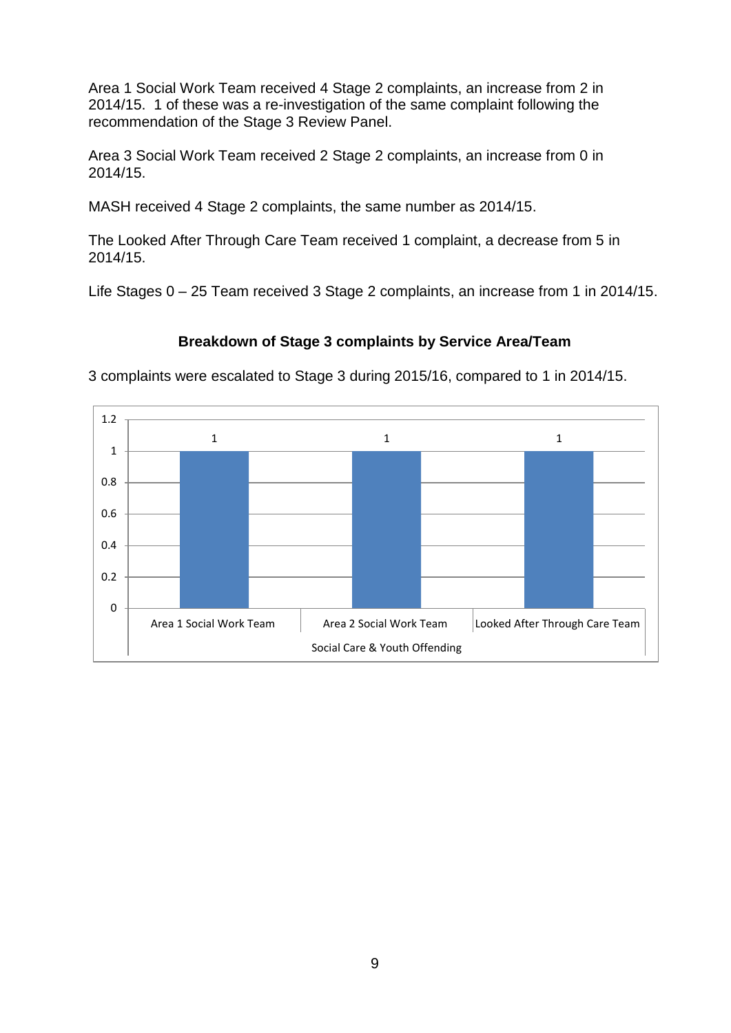Area 1 Social Work Team received 4 Stage 2 complaints, an increase from 2 in 2014/15. 1 of these was a re-investigation of the same complaint following the recommendation of the Stage 3 Review Panel.

Area 3 Social Work Team received 2 Stage 2 complaints, an increase from 0 in 2014/15.

MASH received 4 Stage 2 complaints, the same number as 2014/15.

The Looked After Through Care Team received 1 complaint, a decrease from 5 in 2014/15.

Life Stages 0 – 25 Team received 3 Stage 2 complaints, an increase from 1 in 2014/15.

### Breakdown of Stage 3 complaints by Service Area/Team

3 complaints were escalated to Stage 3 during 2015/16, compared to 1 in 2014/15.

| Social Care & Youth Offending | Stage 3 complaints |
|---|---|
| Area 1 Social Work Team | 1 |
| Area 2 Social Work Team | 1 |
| Looked After Through Care Team | 1 |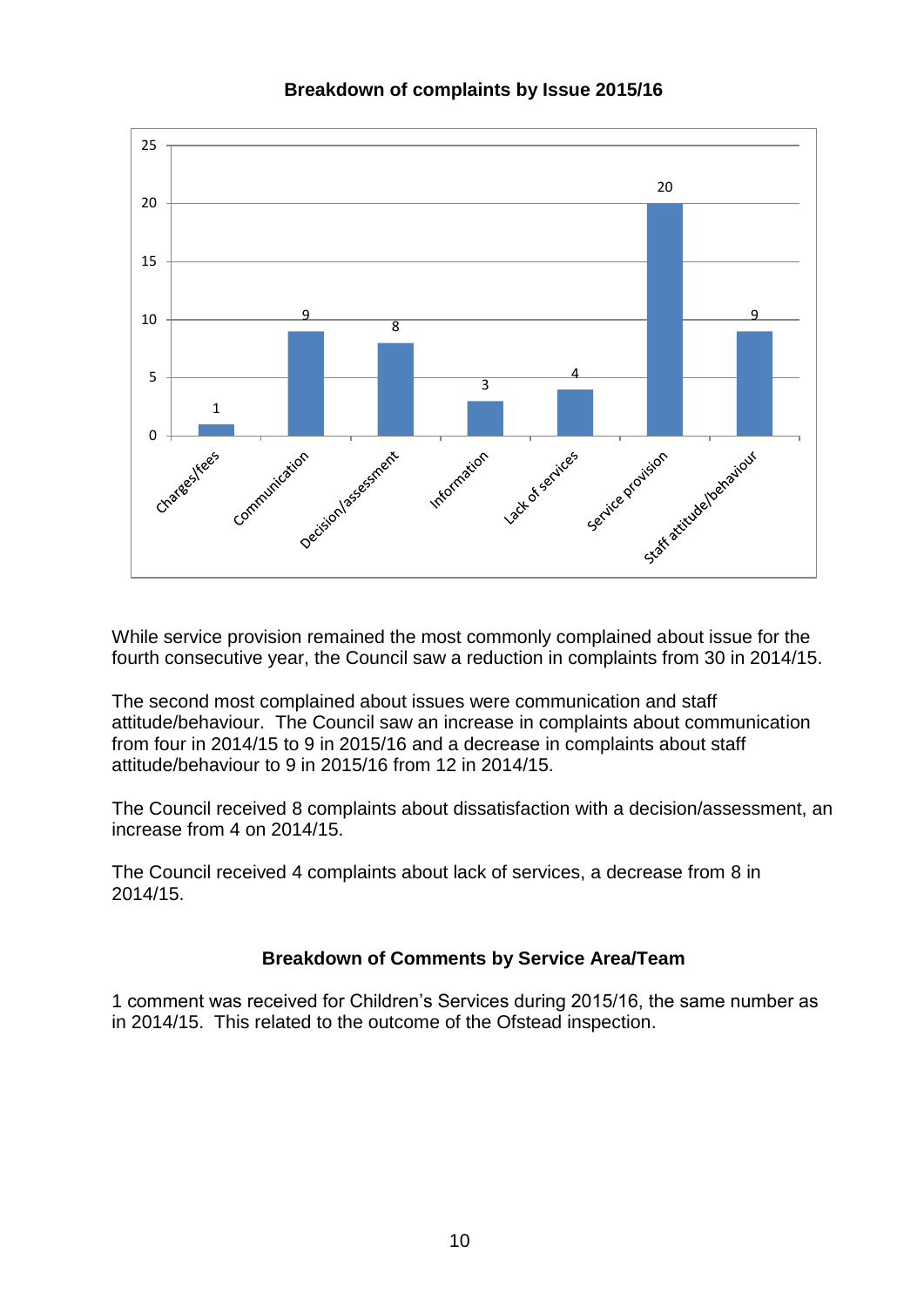**Breakdown of complaints by Issue 2015/16**

| Issue | Number |
|---|---|
| Charges/fees | 1 |
| Communication | 9 |
| Decision/assessment | 8 |
| Information | 3 |
| Lack of services | 4 |
| Service provision | 20 |
| Staff attitude/behaviour | 9 |

While service provision remained the most commonly complained about issue for the fourth consecutive year, the Council saw a reduction in complaints from 30 in 2014/15.

The second most complained about issues were communication and staff attitude/behaviour. The Council saw an increase in complaints about communication from four in 2014/15 to 9 in 2015/16 and a decrease in complaints about staff attitude/behaviour to 9 in 2015/16 from 12 in 2014/15.

The Council received 8 complaints about dissatisfaction with a decision/assessment, an increase from 4 on 2014/15.

The Council received 4 complaints about lack of services, a decrease from 8 in 2014/15.

**Breakdown of Comments by Service Area/Team**

1 comment was received for Children's Services during 2015/16, the same number as in 2014/15. This related to the outcome of the Ofstead inspection.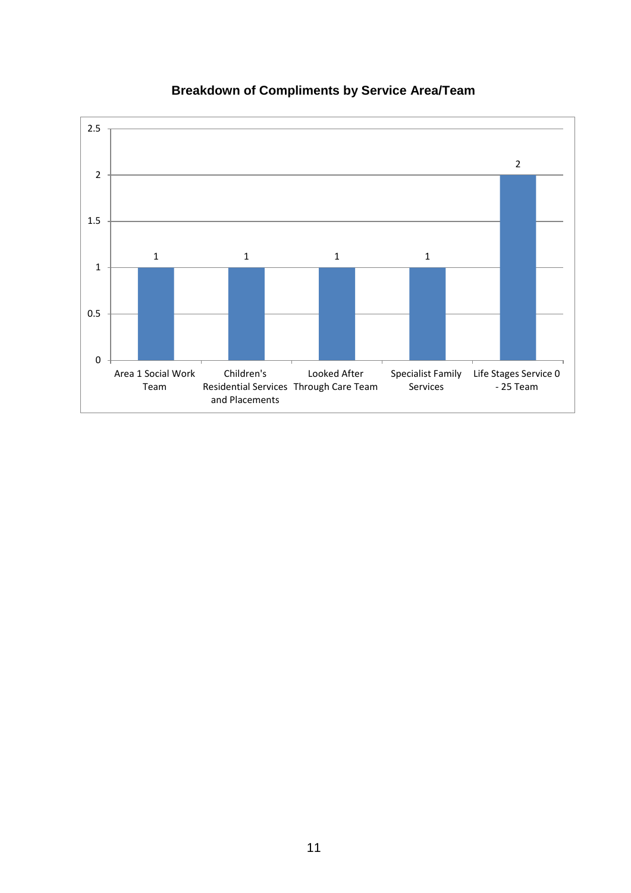**Breakdown of Compliments by Service Area/Team**

| Service Area/Team | Compliments |
| --- | --- |
| Area 1 Social Work Team | 1 |
| Children's Residential Services and Placements | 1 |
| Looked After Through Care Team | 1 |
| Specialist Family Services | 1 |
| Life Stages Service 0 - 25 Team | 2 |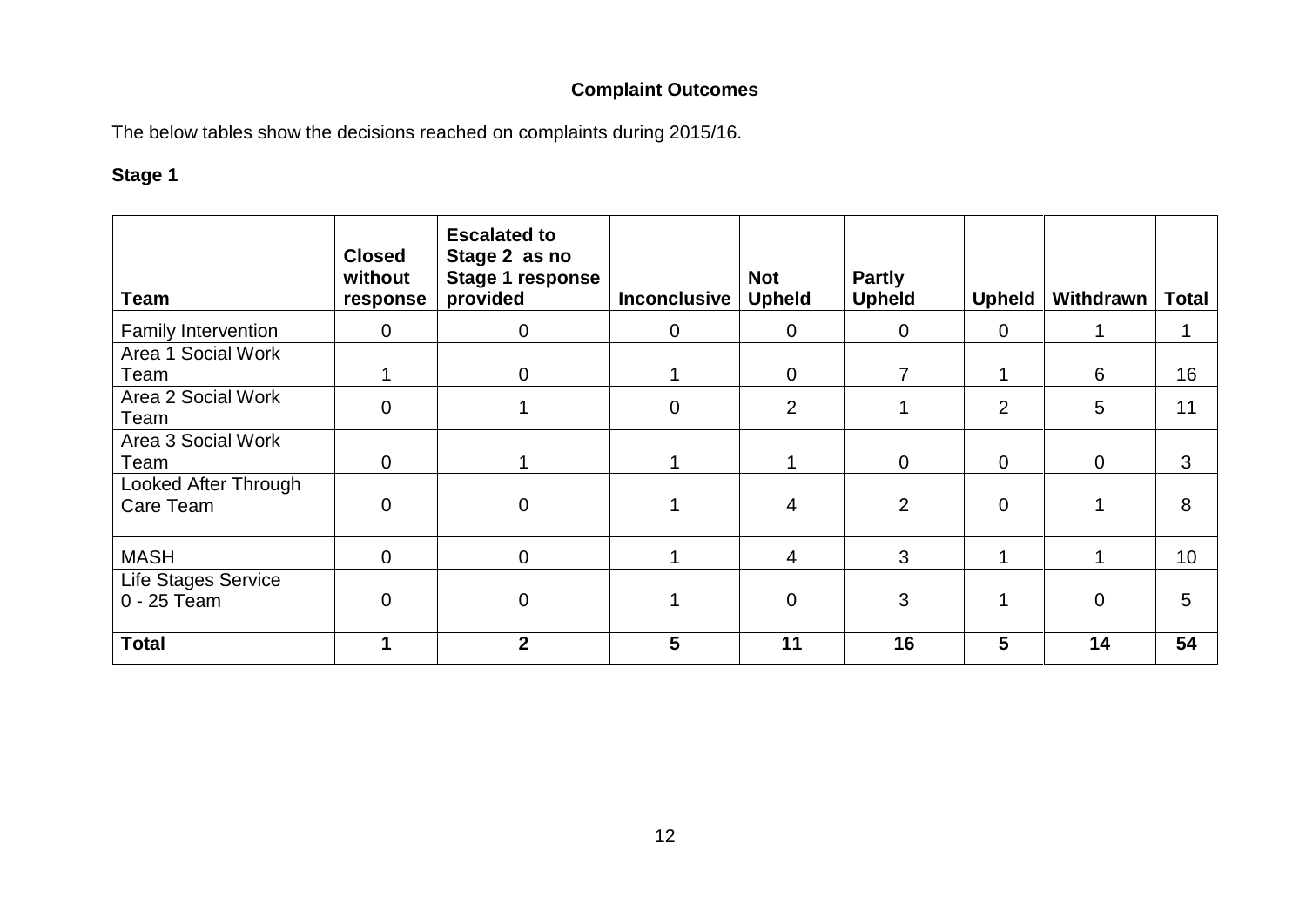## Complaint Outcomes

The below tables show the decisions reached on complaints during 2015/16.

### Stage 1

| Team | Closed without response | Escalated to Stage 2 as no Stage 1 response provided | Inconclusive | Not Upheld | Partly Upheld | Upheld | Withdrawn | Total |
|---|---|---|---|---|---|---|---|---|
| Family Intervention | 0 | 0 | 0 | 0 | 0 | 0 | 1 | 1 |
| Area 1 Social Work Team | 1 | 0 | 1 | 0 | 7 | 1 | 6 | 16 |
| Area 2 Social Work Team | 0 | 1 | 0 | 2 | 1 | 2 | 5 | 11 |
| Area 3 Social Work Team | 0 | 1 | 1 | 1 | 0 | 0 | 0 | 3 |
| Looked After Through Care Team | 0 | 0 | 1 | 4 | 2 | 0 | 1 | 8 |
| MASH | 0 | 0 | 1 | 4 | 3 | 1 | 1 | 10 |
| Life Stages Service 0 - 25 Team | 0 | 0 | 1 | 0 | 3 | 1 | 0 | 5 |
| **Total** | **1** | **2** | **5** | **11** | **16** | **5** | **14** | **54** |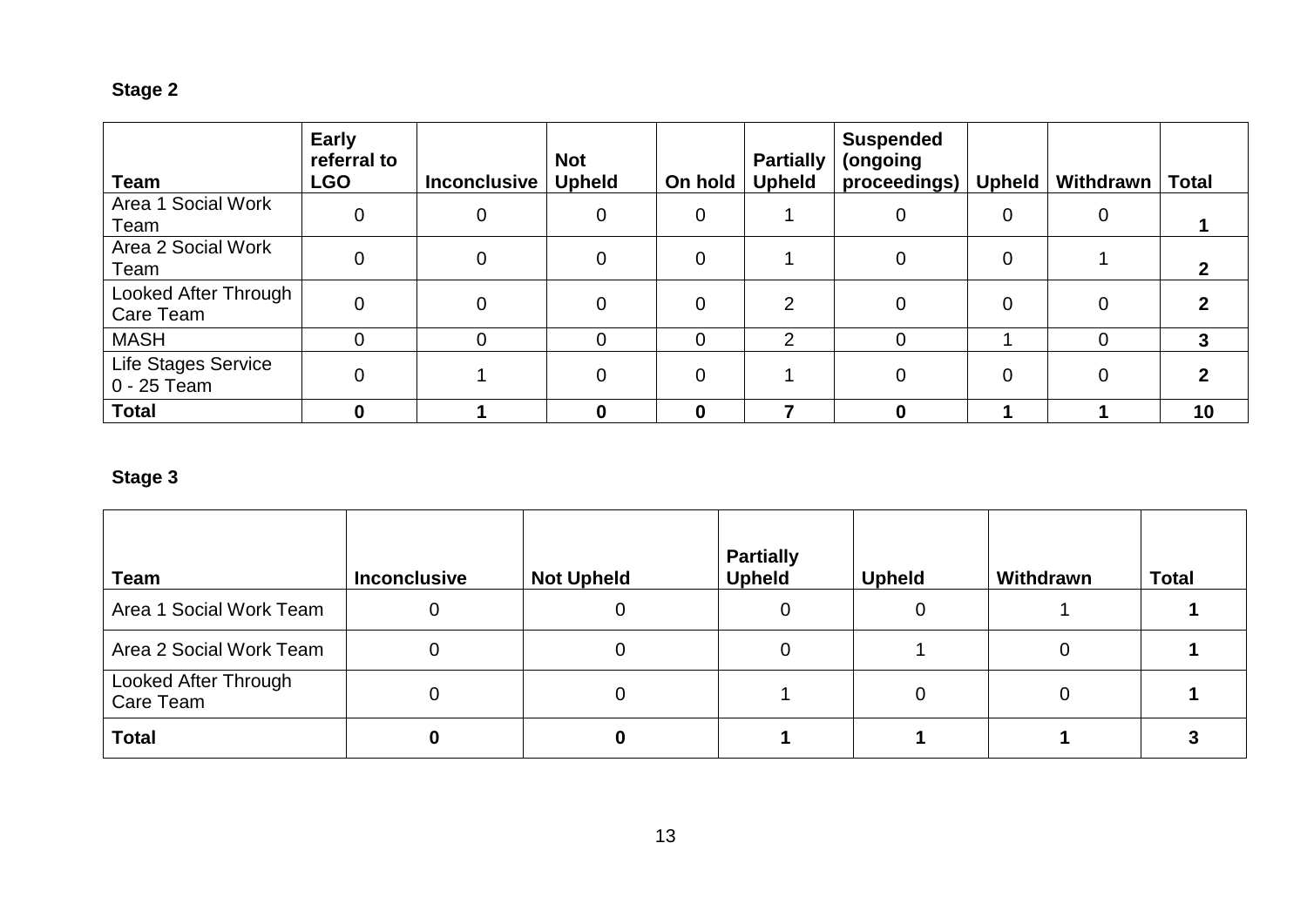**Stage 2**

| Team | Early referral to LGO | Inconclusive | Not Upheld | On hold | Partially Upheld | Suspended (ongoing proceedings) | Upheld | Withdrawn | Total |
|---|---|---|---|---|---|---|---|---|---|
| Area 1 Social Work Team | 0 | 0 | 0 | 0 | 1 | 0 | 0 | 0 | **1** |
| Area 2 Social Work Team | 0 | 0 | 0 | 0 | 1 | 0 | 0 | 1 | **2** |
| Looked After Through Care Team | 0 | 0 | 0 | 0 | 2 | 0 | 0 | 0 | **2** |
| MASH | 0 | 0 | 0 | 0 | 2 | 0 | 1 | 0 | **3** |
| Life Stages Service 0 - 25 Team | 0 | 1 | 0 | 0 | 1 | 0 | 0 | 0 | **2** |
| **Total** | **0** | **1** | **0** | **0** | **7** | **0** | **1** | **1** | **10** |

**Stage 3**

| Team | Inconclusive | Not Upheld | Partially Upheld | Upheld | Withdrawn | Total |
|---|---|---|---|---|---|---|
| Area 1 Social Work Team | 0 | 0 | 0 | 0 | 1 | **1** |
| Area 2 Social Work Team | 0 | 0 | 0 | 1 | 0 | **1** |
| Looked After Through Care Team | 0 | 0 | 1 | 0 | 0 | **1** |
| **Total** | **0** | **0** | **1** | **1** | **1** | **3** |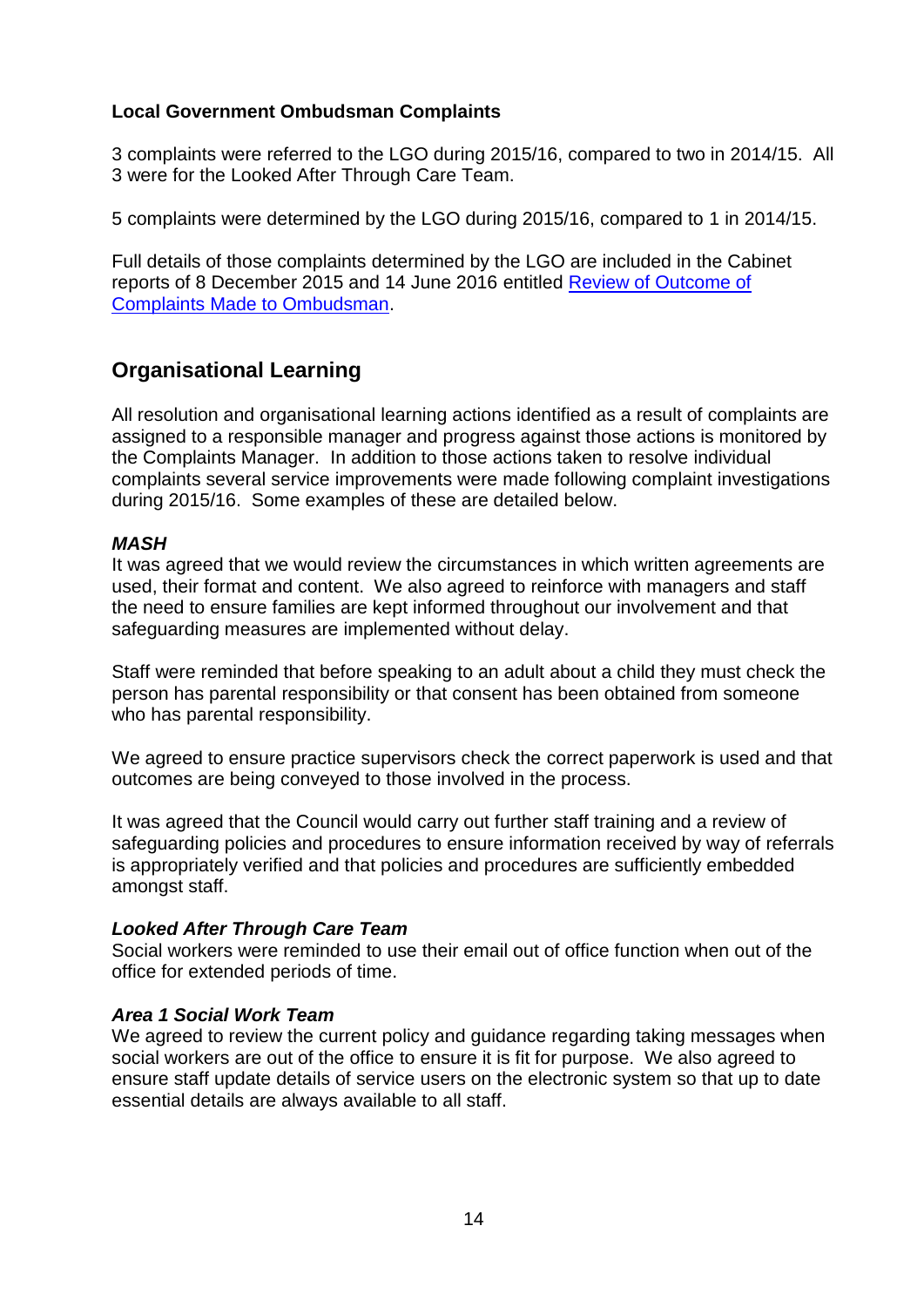**Local Government Ombudsman Complaints**

3 complaints were referred to the LGO during 2015/16, compared to two in 2014/15. All 3 were for the Looked After Through Care Team.

5 complaints were determined by the LGO during 2015/16, compared to 1 in 2014/15.

Full details of those complaints determined by the LGO are included in the Cabinet reports of 8 December 2015 and 14 June 2016 entitled [Review of Outcome of Complaints Made to Ombudsman].

## Organisational Learning

All resolution and organisational learning actions identified as a result of complaints are assigned to a responsible manager and progress against those actions is monitored by the Complaints Manager. In addition to those actions taken to resolve individual complaints several service improvements were made following complaint investigations during 2015/16. Some examples of these are detailed below.

***MASH***

It was agreed that we would review the circumstances in which written agreements are used, their format and content. We also agreed to reinforce with managers and staff the need to ensure families are kept informed throughout our involvement and that safeguarding measures are implemented without delay.

Staff were reminded that before speaking to an adult about a child they must check the person has parental responsibility or that consent has been obtained from someone who has parental responsibility.

We agreed to ensure practice supervisors check the correct paperwork is used and that outcomes are being conveyed to those involved in the process.

It was agreed that the Council would carry out further staff training and a review of safeguarding policies and procedures to ensure information received by way of referrals is appropriately verified and that policies and procedures are sufficiently embedded amongst staff.

***Looked After Through Care Team***

Social workers were reminded to use their email out of office function when out of the office for extended periods of time.

***Area 1 Social Work Team***

We agreed to review the current policy and guidance regarding taking messages when social workers are out of the office to ensure it is fit for purpose. We also agreed to ensure staff update details of service users on the electronic system so that up to date essential details are always available to all staff.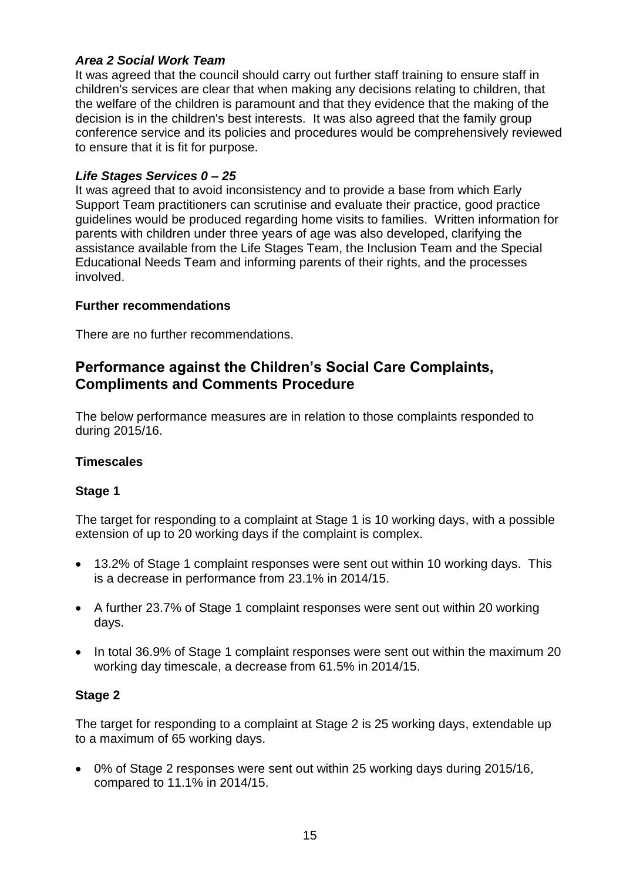***Area 2 Social Work Team***

It was agreed that the council should carry out further staff training to ensure staff in children's services are clear that when making any decisions relating to children, that the welfare of the children is paramount and that they evidence that the making of the decision is in the children's best interests. It was also agreed that the family group conference service and its policies and procedures would be comprehensively reviewed to ensure that it is fit for purpose.

***Life Stages Services 0 – 25***

It was agreed that to avoid inconsistency and to provide a base from which Early Support Team practitioners can scrutinise and evaluate their practice, good practice guidelines would be produced regarding home visits to families. Written information for parents with children under three years of age was also developed, clarifying the assistance available from the Life Stages Team, the Inclusion Team and the Special Educational Needs Team and informing parents of their rights, and the processes involved.

**Further recommendations**

There are no further recommendations.

## Performance against the Children's Social Care Complaints, Compliments and Comments Procedure

The below performance measures are in relation to those complaints responded to during 2015/16.

**Timescales**

**Stage 1**

The target for responding to a complaint at Stage 1 is 10 working days, with a possible extension of up to 20 working days if the complaint is complex.

- 13.2% of Stage 1 complaint responses were sent out within 10 working days. This is a decrease in performance from 23.1% in 2014/15.
- A further 23.7% of Stage 1 complaint responses were sent out within 20 working days.
- In total 36.9% of Stage 1 complaint responses were sent out within the maximum 20 working day timescale, a decrease from 61.5% in 2014/15.

**Stage 2**

The target for responding to a complaint at Stage 2 is 25 working days, extendable up to a maximum of 65 working days.

- 0% of Stage 2 responses were sent out within 25 working days during 2015/16, compared to 11.1% in 2014/15.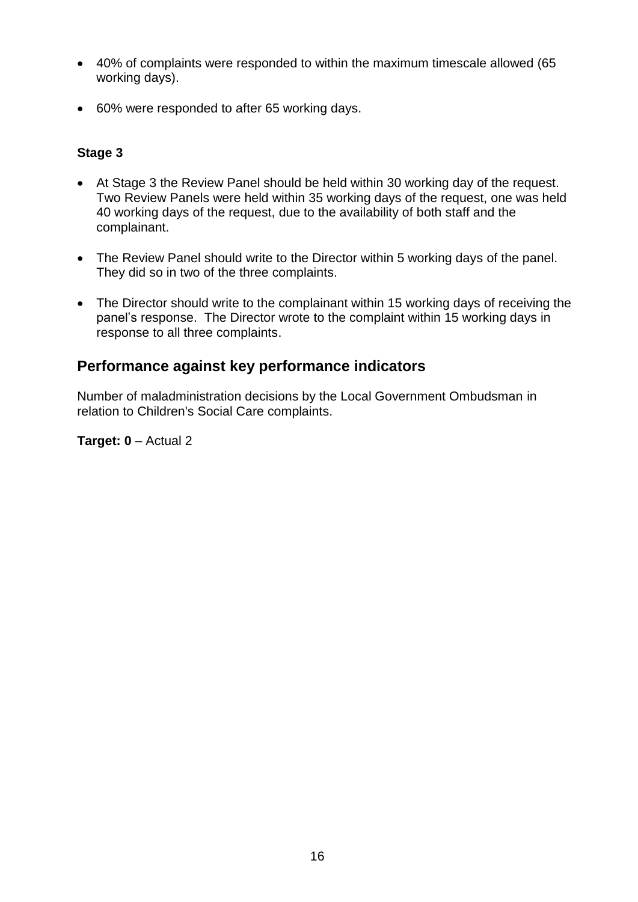- 40% of complaints were responded to within the maximum timescale allowed (65 working days).

- 60% were responded to after 65 working days.

**Stage 3**

- At Stage 3 the Review Panel should be held within 30 working day of the request. Two Review Panels were held within 35 working days of the request, one was held 40 working days of the request, due to the availability of both staff and the complainant.

- The Review Panel should write to the Director within 5 working days of the panel. They did so in two of the three complaints.

- The Director should write to the complainant within 15 working days of receiving the panel's response. The Director wrote to the complaint within 15 working days in response to all three complaints.

## Performance against key performance indicators

Number of maladministration decisions by the Local Government Ombudsman in relation to Children's Social Care complaints.

**Target: 0** – Actual 2